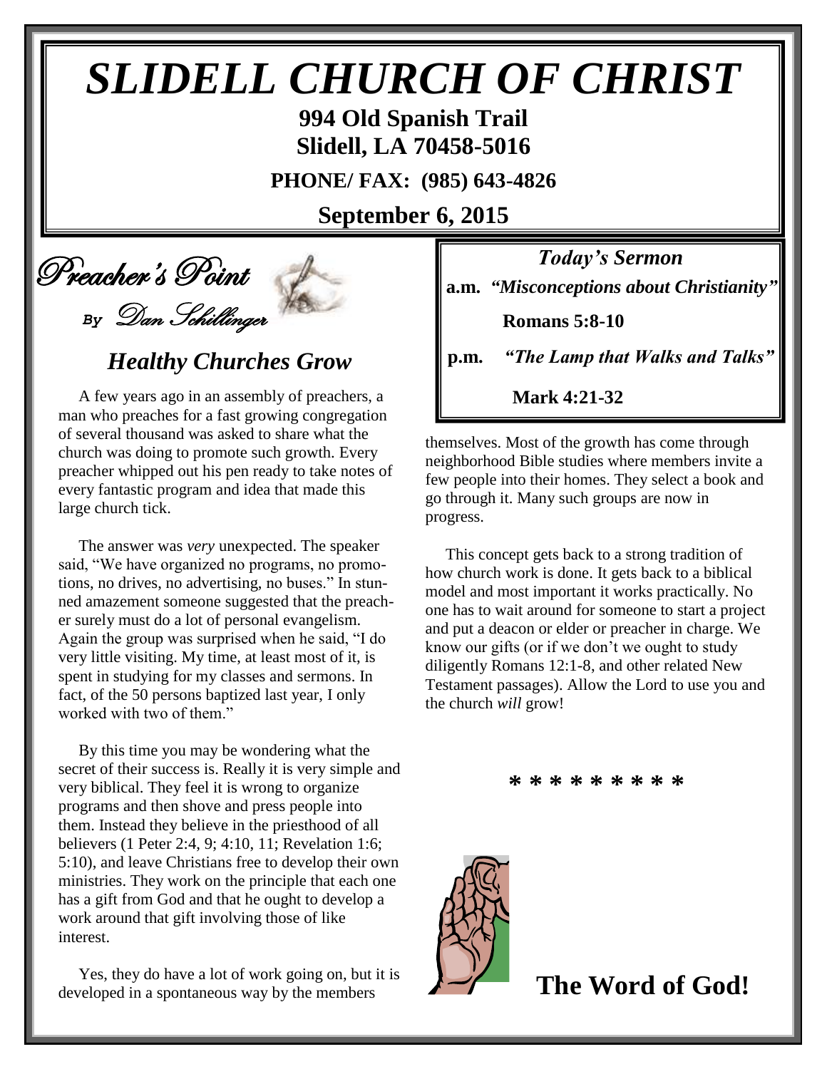# SLIDELL CHURCH OF CHRIST

**994 Old Spanish Trail**
**Slidell, LA 70458-5016**

**PHONE/ FAX: (985) 643-4826**

**September 6, 2015**

## Preacher's Point

*By Dan Schillinger*

### *Healthy Churches Grow*

A few years ago in an assembly of preachers, a man who preaches for a fast growing congregation of several thousand was asked to share what the church was doing to promote such growth. Every preacher whipped out his pen ready to take notes of every fantastic program and idea that made this large church tick.

The answer was *very* unexpected. The speaker said, "We have organized no programs, no promotions, no drives, no advertising, no buses." In stunned amazement someone suggested that the preacher surely must do a lot of personal evangelism. Again the group was surprised when he said, "I do very little visiting. My time, at least most of it, is spent in studying for my classes and sermons. In fact, of the 50 persons baptized last year, I only worked with two of them."

By this time you may be wondering what the secret of their success is. Really it is very simple and very biblical. They feel it is wrong to organize programs and then shove and press people into them. Instead they believe in the priesthood of all believers (1 Peter 2:4, 9; 4:10, 11; Revelation 1:6; 5:10), and leave Christians free to develop their own ministries. They work on the principle that each one has a gift from God and that he ought to develop a work around that gift involving those of like interest.

Yes, they do have a lot of work going on, but it is developed in a spontaneous way by the members themselves. Most of the growth has come through neighborhood Bible studies where members invite a few people into their homes. They select a book and go through it. Many such groups are now in progress.

This concept gets back to a strong tradition of how church work is done. It gets back to a biblical model and most important it works practically. No one has to wait around for someone to start a project and put a deacon or elder or preacher in charge. We know our gifts (or if we don't we ought to study diligently Romans 12:1-8, and other related New Testament passages). Allow the Lord to use you and the church *will* grow!

### *Today's Sermon*

**a.m.** ***"Misconceptions about Christianity"***

**Romans 5:8-10**

**p.m.** ***"The Lamp that Walks and Talks"***

**Mark 4:21-32**

* * * * * * * * *

**The Word of God!**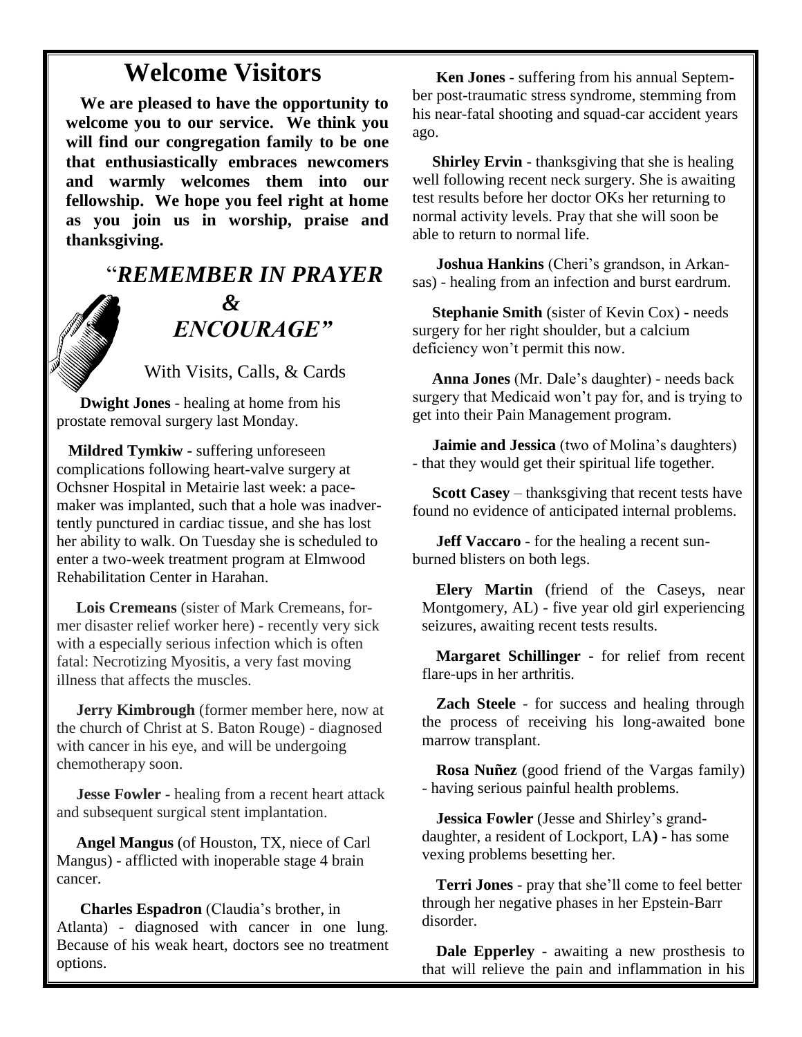# Welcome Visitors

**We are pleased to have the opportunity to welcome you to our service. We think you will find our congregation family to be one that enthusiastically embraces newcomers and warmly welcomes them into our fellowship. We hope you feel right at home as you join us in worship, praise and thanksgiving.**

## "*REMEMBER IN PRAYER & ENCOURAGE"*

With Visits, Calls, & Cards

**Dwight Jones** - healing at home from his prostate removal surgery last Monday.

**Mildred Tymkiw** - suffering unforeseen complications following heart-valve surgery at Ochsner Hospital in Metairie last week: a pacemaker was implanted, such that a hole was inadvertently punctured in cardiac tissue, and she has lost her ability to walk. On Tuesday she is scheduled to enter a two-week treatment program at Elmwood Rehabilitation Center in Harahan.

**Lois Cremeans** (sister of Mark Cremeans, former disaster relief worker here) - recently very sick with a especially serious infection which is often fatal: Necrotizing Myositis, a very fast moving illness that affects the muscles.

**Jerry Kimbrough** (former member here, now at the church of Christ at S. Baton Rouge) - diagnosed with cancer in his eye, and will be undergoing chemotherapy soon.

**Jesse Fowler** - healing from a recent heart attack and subsequent surgical stent implantation.

**Angel Mangus** (of Houston, TX, niece of Carl Mangus) - afflicted with inoperable stage 4 brain cancer.

**Charles Espadron** (Claudia's brother, in Atlanta) - diagnosed with cancer in one lung. Because of his weak heart, doctors see no treatment options.

**Ken Jones** - suffering from his annual September post-traumatic stress syndrome, stemming from his near-fatal shooting and squad-car accident years ago.

**Shirley Ervin** - thanksgiving that she is healing well following recent neck surgery. She is awaiting test results before her doctor OKs her returning to normal activity levels. Pray that she will soon be able to return to normal life.

**Joshua Hankins** (Cheri's grandson, in Arkansas) - healing from an infection and burst eardrum.

**Stephanie Smith** (sister of Kevin Cox) - needs surgery for her right shoulder, but a calcium deficiency won't permit this now.

**Anna Jones** (Mr. Dale's daughter) - needs back surgery that Medicaid won't pay for, and is trying to get into their Pain Management program.

**Jaimie and Jessica** (two of Molina's daughters) - that they would get their spiritual life together.

**Scott Casey** – thanksgiving that recent tests have found no evidence of anticipated internal problems.

**Jeff Vaccaro** - for the healing a recent sunburned blisters on both legs.

**Elery Martin** (friend of the Caseys, near Montgomery, AL) - five year old girl experiencing seizures, awaiting recent tests results.

**Margaret Schillinger** - for relief from recent flare-ups in her arthritis.

**Zach Steele** - for success and healing through the process of receiving his long-awaited bone marrow transplant.

**Rosa Nuñez** (good friend of the Vargas family) - having serious painful health problems.

**Jessica Fowler** (Jesse and Shirley's granddaughter, a resident of Lockport, LA**)** - has some vexing problems besetting her.

**Terri Jones** - pray that she'll come to feel better through her negative phases in her Epstein-Barr disorder.

**Dale Epperley** - awaiting a new prosthesis to that will relieve the pain and inflammation in his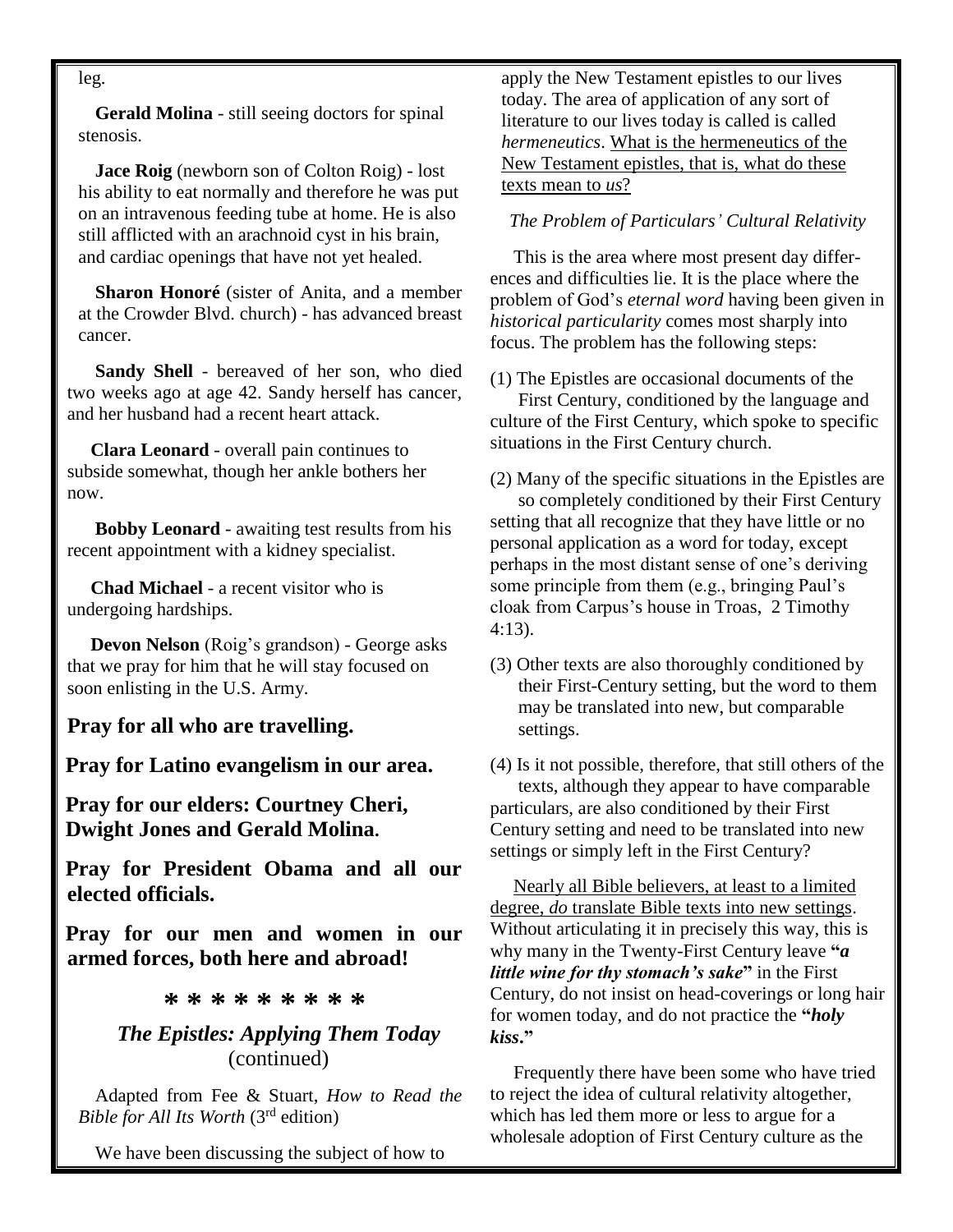leg.

**Gerald Molina** - still seeing doctors for spinal stenosis.

**Jace Roig** (newborn son of Colton Roig) - lost his ability to eat normally and therefore he was put on an intravenous feeding tube at home. He is also still afflicted with an arachnoid cyst in his brain, and cardiac openings that have not yet healed.

**Sharon Honoré** (sister of Anita, and a member at the Crowder Blvd. church) - has advanced breast cancer.

**Sandy Shell** - bereaved of her son, who died two weeks ago at age 42. Sandy herself has cancer, and her husband had a recent heart attack.

**Clara Leonard** - overall pain continues to subside somewhat, though her ankle bothers her now.

**Bobby Leonard** - awaiting test results from his recent appointment with a kidney specialist.

**Chad Michael** - a recent visitor who is undergoing hardships.

**Devon Nelson** (Roig's grandson) - George asks that we pray for him that he will stay focused on soon enlisting in the U.S. Army.

**Pray for all who are travelling.**

**Pray for Latino evangelism in our area.**

**Pray for our elders: Courtney Cheri, Dwight Jones and Gerald Molina.**

**Pray for President Obama and all our elected officials.**

**Pray for our men and women in our armed forces, both here and abroad!**

**\* \* \* \* \* \* \* \* \***

## *The Epistles: Applying Them Today* (continued)

Adapted from Fee & Stuart, *How to Read the Bible for All Its Worth* (3rd edition)

We have been discussing the subject of how to apply the New Testament epistles to our lives today. The area of application of any sort of literature to our lives today is called *hermeneutics*. What is the hermeneutics of the New Testament epistles, that is, what do these texts mean to *us*?

*The Problem of Particulars' Cultural Relativity*

This is the area where most present day differences and difficulties lie. It is the place where the problem of God's *eternal word* having been given in *historical particularity* comes most sharply into focus. The problem has the following steps:

(1) The Epistles are occasional documents of the First Century, conditioned by the language and culture of the First Century, which spoke to specific situations in the First Century church.

(2) Many of the specific situations in the Epistles are so completely conditioned by their First Century setting that all recognize that they have little or no personal application as a word for today, except perhaps in the most distant sense of one's deriving some principle from them (e.g., bringing Paul's cloak from Carpus's house in Troas, 2 Timothy 4:13).

(3) Other texts are also thoroughly conditioned by their First-Century setting, but the word to them may be translated into new, but comparable settings.

(4) Is it not possible, therefore, that still others of the texts, although they appear to have comparable particulars, are also conditioned by their First Century setting and need to be translated into new settings or simply left in the First Century?

Nearly all Bible believers, at least to a limited degree, *do* translate Bible texts into new settings. Without articulating it in precisely this way, this is why many in the Twenty-First Century leave **"*a little wine for thy stomach's sake*"** in the First Century, do not insist on head-coverings or long hair for women today, and do not practice the **"*holy kiss*."**

Frequently there have been some who have tried to reject the idea of cultural relativity altogether, which has led them more or less to argue for a wholesale adoption of First Century culture as the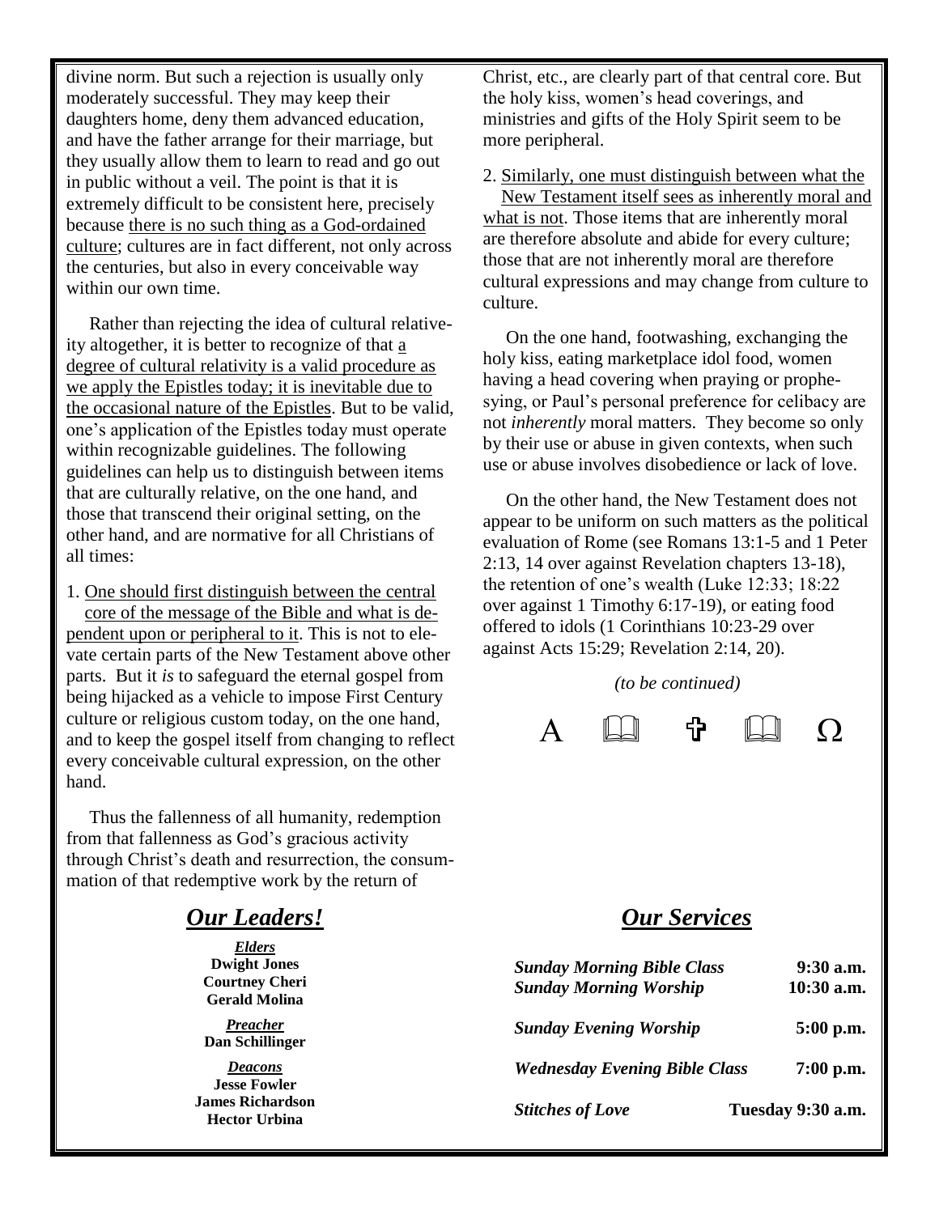divine norm. But such a rejection is usually only moderately successful. They may keep their daughters home, deny them advanced education, and have the father arrange for their marriage, but they usually allow them to learn to read and go out in public without a veil. The point is that it is extremely difficult to be consistent here, precisely because <u>there is no such thing as a God-ordained culture</u>; cultures are in fact different, not only across the centuries, but also in every conceivable way within our own time.

Rather than rejecting the idea of cultural relativity altogether, it is better to recognize of that <u>a degree of cultural relativity is a valid procedure as we apply the Epistles today; it is inevitable due to the occasional nature of the Epistles</u>. But to be valid, one's application of the Epistles today must operate within recognizable guidelines. The following guidelines can help us to distinguish between items that are culturally relative, on the one hand, and those that transcend their original setting, on the other hand, and are normative for all Christians of all times:

1. <u>One should first distinguish between the central core of the message of the Bible and what is dependent upon or peripheral to it</u>. This is not to elevate certain parts of the New Testament above other parts. But it *is* to safeguard the eternal gospel from being hijacked as a vehicle to impose First Century culture or religious custom today, on the one hand, and to keep the gospel itself from changing to reflect every conceivable cultural expression, on the other hand.

Thus the fallenness of all humanity, redemption from that fallenness as God's gracious activity through Christ's death and resurrection, the consummation of that redemptive work by the return of Christ, etc., are clearly part of that central core. But the holy kiss, women's head coverings, and ministries and gifts of the Holy Spirit seem to be more peripheral.

2. <u>Similarly, one must distinguish between what the New Testament itself sees as inherently moral and what is not</u>. Those items that are inherently moral are therefore absolute and abide for every culture; those that are not inherently moral are therefore cultural expressions and may change from culture to culture.

On the one hand, footwashing, exchanging the holy kiss, eating marketplace idol food, women having a head covering when praying or prophesying, or Paul's personal preference for celibacy are not *inherently* moral matters. They become so only by their use or abuse in given contexts, when such use or abuse involves disobedience or lack of love.

On the other hand, the New Testament does not appear to be uniform on such matters as the political evaluation of Rome (see Romans 13:1-5 and 1 Peter 2:13, 14 over against Revelation chapters 13-18), the retention of one's wealth (Luke 12:33; 18:22 over against 1 Timothy 6:17-19), or eating food offered to idols (1 Corinthians 10:23-29 over against Acts 15:29; Revelation 2:14, 20).

*(to be continued)*

A 🕮 ✞ 🕮 Ω

## *Our Leaders!*

***Elders***
**Dwight Jones**
**Courtney Cheri**
**Gerald Molina**

***Preacher***
**Dan Schillinger**

***Deacons***
**Jesse Fowler**
**James Richardson**
**Hector Urbina**

## *Our Services*

| | |
|---|---|
| ***Sunday Morning Bible Class*** | **9:30 a.m.** |
| ***Sunday Morning Worship*** | **10:30 a.m.** |
| ***Sunday Evening Worship*** | **5:00 p.m.** |
| ***Wednesday Evening Bible Class*** | **7:00 p.m.** |
| ***Stitches of Love*** | **Tuesday 9:30 a.m.** |